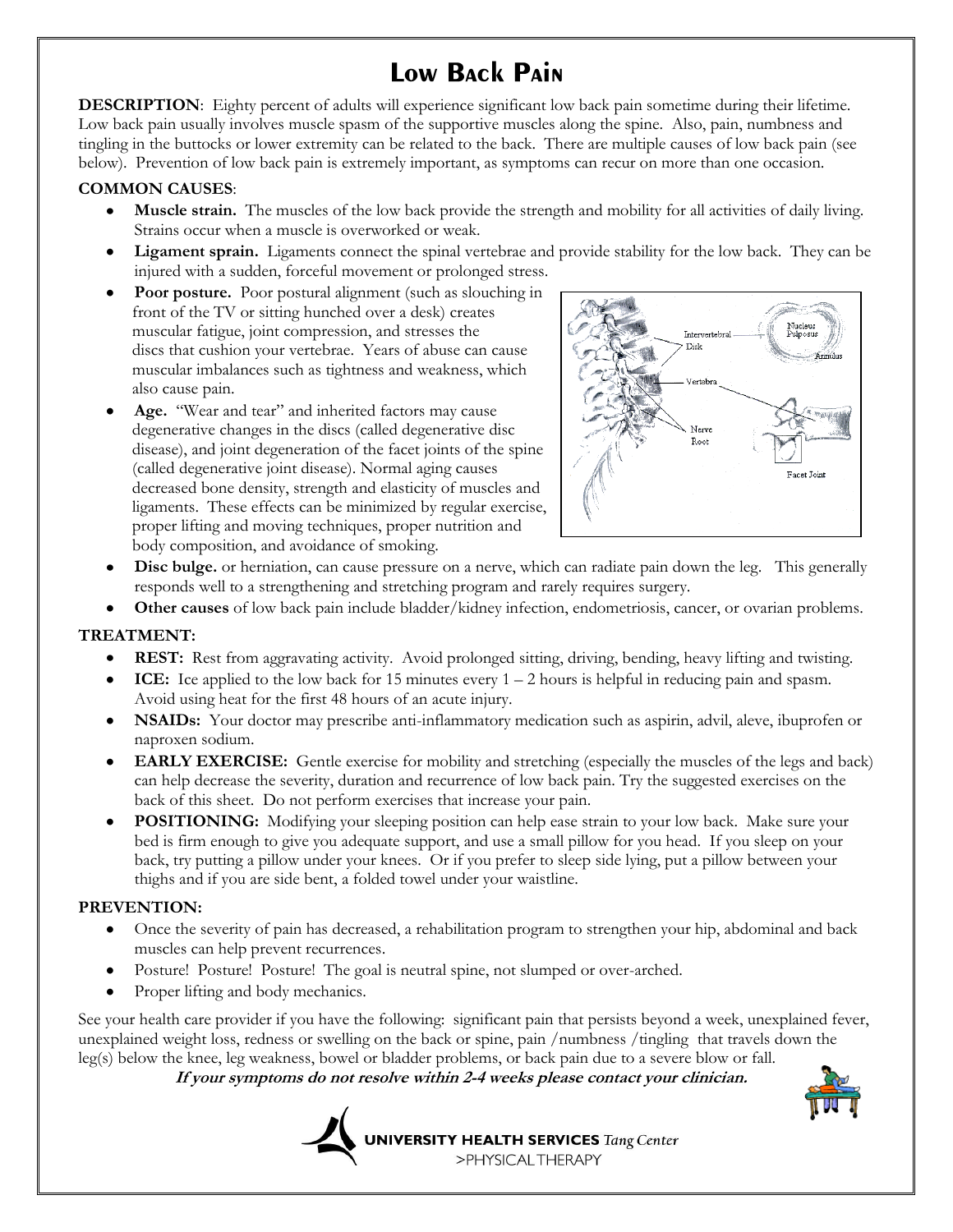# Low Back Pain

**DESCRIPTION**: Eighty percent of adults will experience significant low back pain sometime during their lifetime. Low back pain usually involves muscle spasm of the supportive muscles along the spine. Also, pain, numbness and tingling in the buttocks or lower extremity can be related to the back. There are multiple causes of low back pain (see below). Prevention of low back pain is extremely important, as symptoms can recur on more than one occasion.

**COMMON CAUSES**:

- **Muscle strain.** The muscles of the low back provide the strength and mobility for all activities of daily living. Strains occur when a muscle is overworked or weak.
- **Ligament sprain.** Ligaments connect the spinal vertebrae and provide stability for the low back. They can be injured with a sudden, forceful movement or prolonged stress.
- **Poor posture.** Poor postural alignment (such as slouching in front of the TV or sitting hunched over a desk) creates muscular fatigue, joint compression, and stresses the discs that cushion your vertebrae. Years of abuse can cause muscular imbalances such as tightness and weakness, which also cause pain.
- **Age.** "Wear and tear" and inherited factors may cause degenerative changes in the discs (called degenerative disc disease), and joint degeneration of the facet joints of the spine (called degenerative joint disease). Normal aging causes decreased bone density, strength and elasticity of muscles and ligaments. These effects can be minimized by regular exercise, proper lifting and moving techniques, proper nutrition and body composition, and avoidance of smoking.
- **Disc bulge.** or herniation, can cause pressure on a nerve, which can radiate pain down the leg. This generally responds well to a strengthening and stretching program and rarely requires surgery.
- **Other causes** of low back pain include bladder/kidney infection, endometriosis, cancer, or ovarian problems.

**TREATMENT:**

- **REST:** Rest from aggravating activity. Avoid prolonged sitting, driving, bending, heavy lifting and twisting.
- **ICE:** Ice applied to the low back for 15 minutes every 1 – 2 hours is helpful in reducing pain and spasm. Avoid using heat for the first 48 hours of an acute injury.
- **NSAIDs:** Your doctor may prescribe anti-inflammatory medication such as aspirin, advil, aleve, ibuprofen or naproxen sodium.
- **EARLY EXERCISE:** Gentle exercise for mobility and stretching (especially the muscles of the legs and back) can help decrease the severity, duration and recurrence of low back pain. Try the suggested exercises on the back of this sheet. Do not perform exercises that increase your pain.
- **POSITIONING:** Modifying your sleeping position can help ease strain to your low back. Make sure your bed is firm enough to give you adequate support, and use a small pillow for you head. If you sleep on your back, try putting a pillow under your knees. Or if you prefer to sleep side lying, put a pillow between your thighs and if you are side bent, a folded towel under your waistline.

**PREVENTION:**

- Once the severity of pain has decreased, a rehabilitation program to strengthen your hip, abdominal and back muscles can help prevent recurrences.
- Posture! Posture! Posture! The goal is neutral spine, not slumped or over-arched.
- Proper lifting and body mechanics.

See your health care provider if you have the following: significant pain that persists beyond a week, unexplained fever, unexplained weight loss, redness or swelling on the back or spine, pain /numbness /tingling that travels down the leg(s) below the knee, leg weakness, bowel or bladder problems, or back pain due to a severe blow or fall.

***If your symptoms do not resolve within 2-4 weeks please contact your clinician.***

**UNIVERSITY HEALTH SERVICES** *Tang Center*
>PHYSICAL THERAPY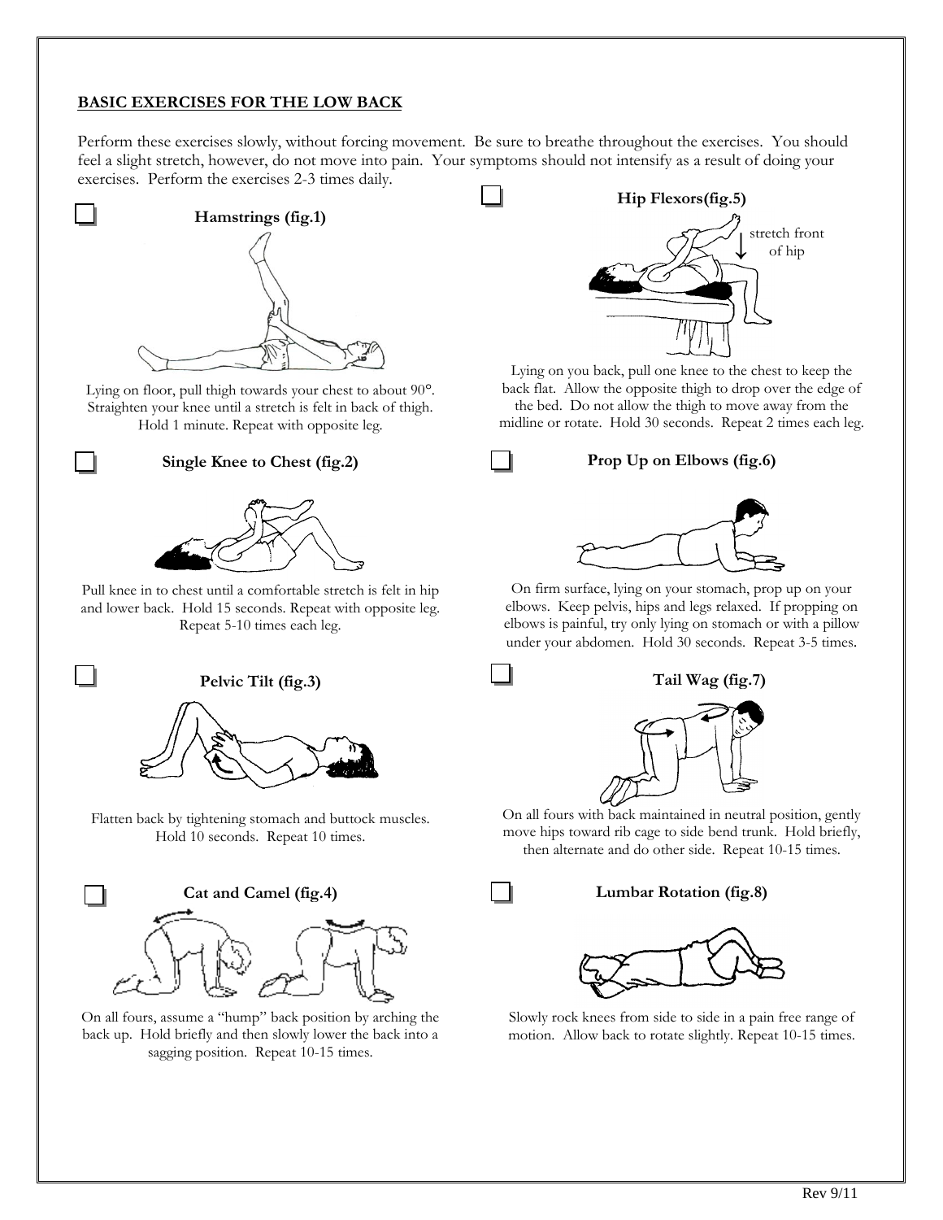**BASIC EXERCISES FOR THE LOW BACK**

Perform these exercises slowly, without forcing movement. Be sure to breathe throughout the exercises. You should feel a slight stretch, however, do not move into pain. Your symptoms should not intensify as a result of doing your exercises. Perform the exercises 2-3 times daily.

### ☐ Hamstrings (fig.1)

Lying on floor, pull thigh towards your chest to about 90°. Straighten your knee until a stretch is felt in back of thigh. Hold 1 minute. Repeat with opposite leg.

### ☐ Single Knee to Chest (fig.2)

Pull knee in to chest until a comfortable stretch is felt in hip and lower back. Hold 15 seconds. Repeat with opposite leg. Repeat 5-10 times each leg.

### ☐ Pelvic Tilt (fig.3)

Flatten back by tightening stomach and buttock muscles. Hold 10 seconds. Repeat 10 times.

### ☐ Cat and Camel (fig.4)

On all fours, assume a "hump" back position by arching the back up. Hold briefly and then slowly lower the back into a sagging position. Repeat 10-15 times.

### ☐ Hip Flexors(fig.5)

stretch front of hip

Lying on you back, pull one knee to the chest to keep the back flat. Allow the opposite thigh to drop over the edge of the bed. Do not allow the thigh to move away from the midline or rotate. Hold 30 seconds. Repeat 2 times each leg.

### ☐ Prop Up on Elbows (fig.6)

On firm surface, lying on your stomach, prop up on your elbows. Keep pelvis, hips and legs relaxed. If propping on elbows is painful, try only lying on stomach or with a pillow under your abdomen. Hold 30 seconds. Repeat 3-5 times.

### ☐ Tail Wag (fig.7)

On all fours with back maintained in neutral position, gently move hips toward rib cage to side bend trunk. Hold briefly, then alternate and do other side. Repeat 10-15 times.

### ☐ Lumbar Rotation (fig.8)

Slowly rock knees from side to side in a pain free range of motion. Allow back to rotate slightly. Repeat 10-15 times.

Rev 9/11